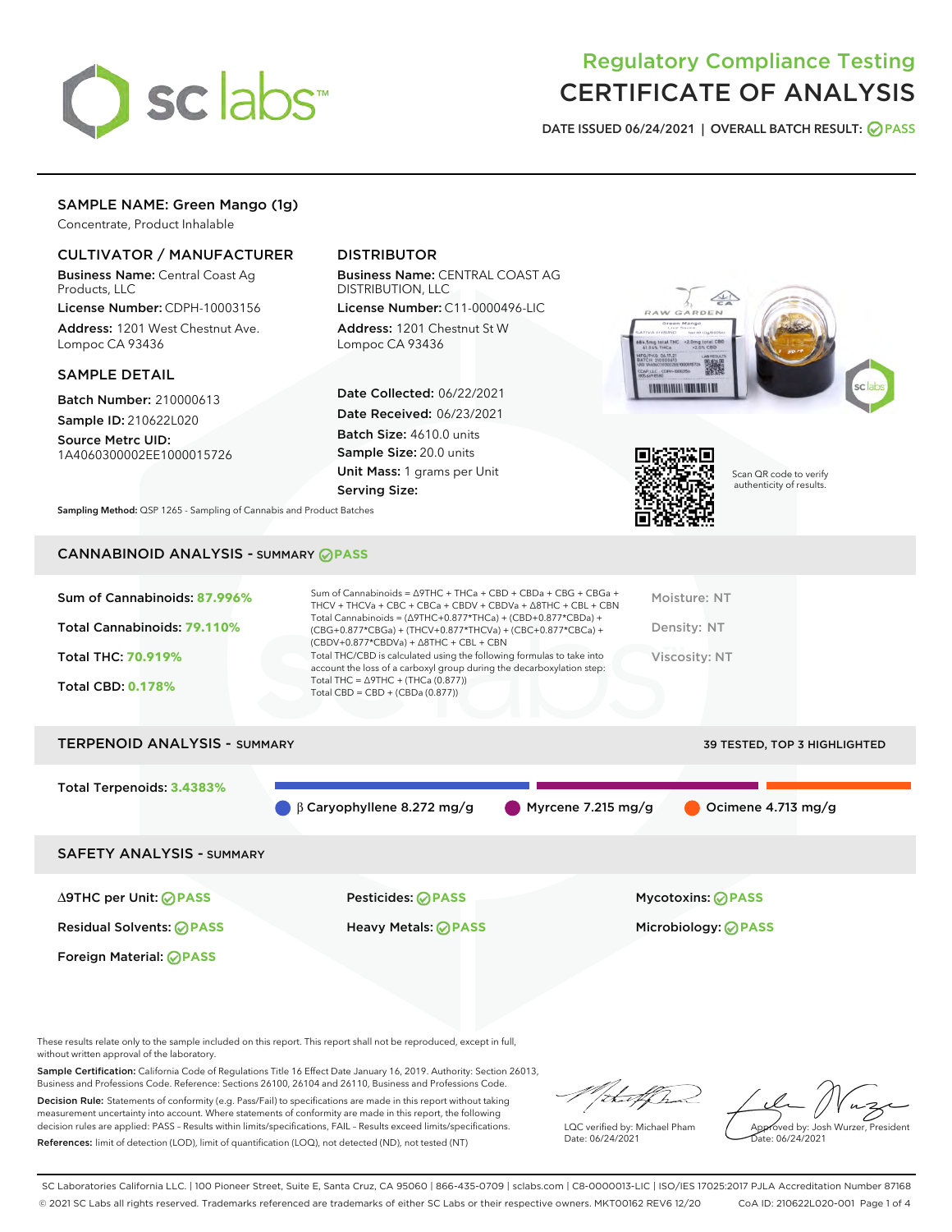# Regulatory Compliance Testing
# CERTIFICATE OF ANALYSIS

DATE ISSUED 06/24/2021 | OVERALL BATCH RESULT: PASS

## SAMPLE NAME: Green Mango (1g)

Concentrate, Product Inhalable

### CULTIVATOR / MANUFACTURER

**Business Name:** Central Coast Ag Products, LLC

**License Number:** CDPH-10003156

**Address:** 1201 West Chestnut Ave. Lompoc CA 93436

### DISTRIBUTOR

**Business Name:** CENTRAL COAST AG DISTRIBUTION, LLC

**License Number:** C11-0000496-LIC

**Address:** 1201 Chestnut St W Lompoc CA 93436

### SAMPLE DETAIL

**Batch Number:** 210000613

**Sample ID:** 210622L020

**Source Metrc UID:** 1A4060300002EE1000015726

**Date Collected:** 06/22/2021

**Date Received:** 06/23/2021

**Batch Size:** 4610.0 units

**Sample Size:** 20.0 units

**Unit Mass:** 1 grams per Unit

**Serving Size:**

Scan QR code to verify authenticity of results.

**Sampling Method:** QSP 1265 - Sampling of Cannabis and Product Batches

## CANNABINOID ANALYSIS - SUMMARY PASS

**Sum of Cannabinoids:** 87.996%

**Total Cannabinoids:** 79.110%

**Total THC:** 70.919%

**Total CBD:** 0.178%

Sum of Cannabinoids = Δ9THC + THCa + CBD + CBDa + CBG + CBGa + THCV + THCVa + CBC + CBCa + CBDV + CBDVa + Δ8THC + CBL + CBN

Total Cannabinoids = (Δ9THC+0.877*THCa) + (CBD+0.877*CBDa) + (CBG+0.877*CBGa) + (THCV+0.877*THCVa) + (CBC+0.877*CBCa) + (CBDV+0.877*CBDVa) + Δ8THC + CBL + CBN

Total THC/CBD is calculated using the following formulas to take into account the loss of a carboxyl group during the decarboxylation step:
Total THC = Δ9THC + (THCa (0.877))
Total CBD = CBD + (CBDa (0.877))

Moisture: NT

Density: NT

Viscosity: NT

## TERPENOID ANALYSIS - SUMMARY

39 TESTED, TOP 3 HIGHLIGHTED

**Total Terpenoids:** 3.4383%

β Caryophyllene 8.272 mg/g | Myrcene 7.215 mg/g | Ocimene 4.713 mg/g

## SAFETY ANALYSIS - SUMMARY

| | | |
|---|---|---|
| Δ9THC per Unit: PASS | Pesticides: PASS | Mycotoxins: PASS |
| Residual Solvents: PASS | Heavy Metals: PASS | Microbiology: PASS |
| Foreign Material: PASS | | |

These results relate only to the sample included on this report. This report shall not be reproduced, except in full, without written approval of the laboratory.

**Sample Certification:** California Code of Regulations Title 16 Effect Date January 16, 2019. Authority: Section 26013, Business and Professions Code. Reference: Sections 26100, 26104 and 26110, Business and Professions Code.

**Decision Rule:** Statements of conformity (e.g. Pass/Fail) to specifications are made in this report without taking measurement uncertainty into account. Where statements of conformity are made in this report, the following decision rules are applied: PASS – Results within limits/specifications, FAIL – Results exceed limits/specifications.

**References:** limit of detection (LOD), limit of quantification (LOQ), not detected (ND), not tested (NT)

LQC verified by: Michael Pham
Date: 06/24/2021

Approved by: Josh Wurzer, President
Date: 06/24/2021

SC Laboratories California LLC. | 100 Pioneer Street, Suite E, Santa Cruz, CA 95060 | 866-435-0709 | sclabs.com | C8-0000013-LIC | ISO/IES 17025:2017 PJLA Accreditation Number 87168
© 2021 SC Labs all rights reserved. Trademarks referenced are trademarks of either SC Labs or their respective owners. MKT00162 REV6 12/20 CoA ID: 210622L020-001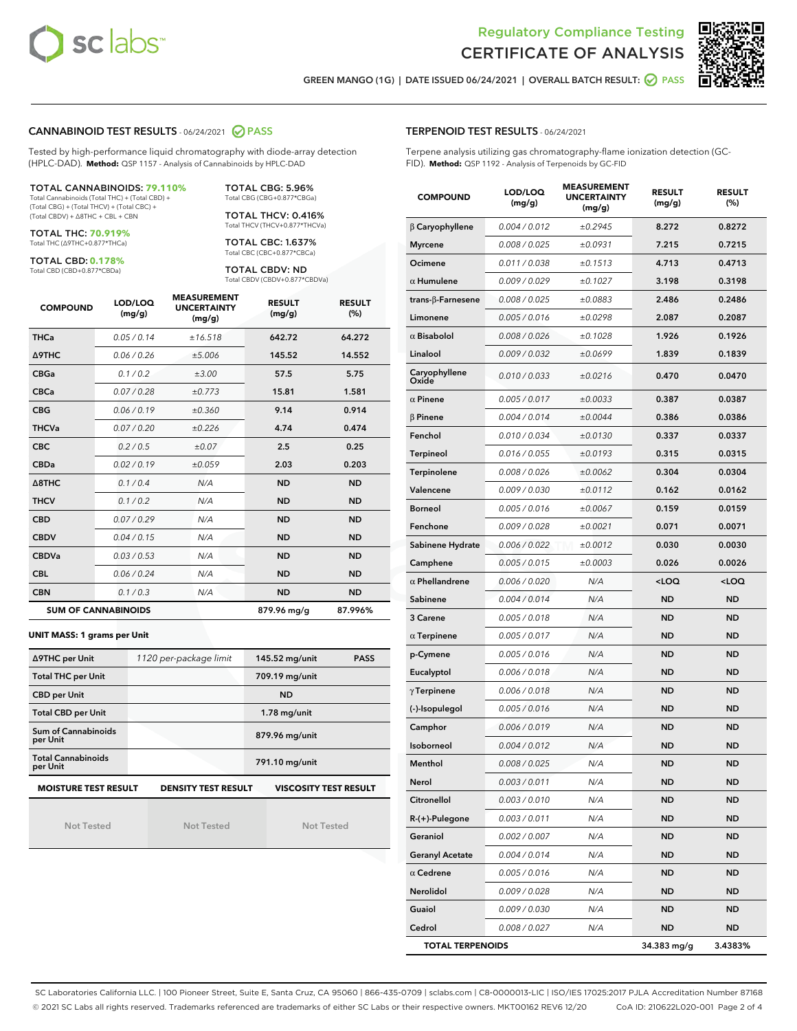Regulatory Compliance Testing
# CERTIFICATE OF ANALYSIS

GREEN MANGO (1G) | DATE ISSUED 06/24/2021 | OVERALL BATCH RESULT: PASS

## CANNABINOID TEST RESULTS - 06/24/2021 PASS

Tested by high-performance liquid chromatography with diode-array detection (HPLC-DAD). **Method:** QSP 1157 - Analysis of Cannabinoids by HPLC-DAD

**TOTAL CANNABINOIDS: 79.110%**
Total Cannabinoids (Total THC) + (Total CBD) + (Total CBG) + (Total THCV) + (Total CBC) + (Total CBDV) + Δ8THC + CBL + CBN

**TOTAL THC: 70.919%**
Total THC (Δ9THC+0.877*THCa)

**TOTAL CBD: 0.178%**
Total CBD (CBD+0.877*CBDa)

**TOTAL CBG: 5.96%**
Total CBG (CBG+0.877*CBGa)

**TOTAL THCV: 0.416%**
Total THCV (THCV+0.877*THCVa)

**TOTAL CBC: 1.637%**
Total CBC (CBC+0.877*CBCa)

**TOTAL CBDV: ND**
Total CBDV (CBDV+0.877*CBDVa)

| COMPOUND | LOD/LOQ (mg/g) | MEASUREMENT UNCERTAINTY (mg/g) | RESULT (mg/g) | RESULT (%) |
|---|---|---|---|---|
| THCa | 0.05 / 0.14 | ±16.518 | 642.72 | 64.272 |
| Δ9THC | 0.06 / 0.26 | ±5.006 | 145.52 | 14.552 |
| CBGa | 0.1 / 0.2 | ±3.00 | 57.5 | 5.75 |
| CBCa | 0.07 / 0.28 | ±0.773 | 15.81 | 1.581 |
| CBG | 0.06 / 0.19 | ±0.360 | 9.14 | 0.914 |
| THCVa | 0.07 / 0.20 | ±0.226 | 4.74 | 0.474 |
| CBC | 0.2 / 0.5 | ±0.07 | 2.5 | 0.25 |
| CBDa | 0.02 / 0.19 | ±0.059 | 2.03 | 0.203 |
| Δ8THC | 0.1 / 0.4 | N/A | ND | ND |
| THCV | 0.1 / 0.2 | N/A | ND | ND |
| CBD | 0.07 / 0.29 | N/A | ND | ND |
| CBDV | 0.04 / 0.15 | N/A | ND | ND |
| CBDVa | 0.03 / 0.53 | N/A | ND | ND |
| CBL | 0.06 / 0.24 | N/A | ND | ND |
| CBN | 0.1 / 0.3 | N/A | ND | ND |
| **SUM OF CANNABINOIDS** | | | 879.96 mg/g | 87.996% |

### UNIT MASS: 1 grams per Unit

| | | | |
|---|---|---|---|
| Δ9THC per Unit | 1120 per-package limit | 145.52 mg/unit | PASS |
| Total THC per Unit | | 709.19 mg/unit | |
| CBD per Unit | | ND | |
| Total CBD per Unit | | 1.78 mg/unit | |
| Sum of Cannabinoids per Unit | | 879.96 mg/unit | |
| Total Cannabinoids per Unit | | 791.10 mg/unit | |

| MOISTURE TEST RESULT | DENSITY TEST RESULT | VISCOSITY TEST RESULT |
|---|---|---|
| Not Tested | Not Tested | Not Tested |

## TERPENOID TEST RESULTS - 06/24/2021

Terpene analysis utilizing gas chromatography-flame ionization detection (GC-FID). **Method:** QSP 1192 - Analysis of Terpenoids by GC-FID

| COMPOUND | LOD/LOQ (mg/g) | MEASUREMENT UNCERTAINTY (mg/g) | RESULT (mg/g) | RESULT (%) |
|---|---|---|---|---|
| β Caryophyllene | 0.004 / 0.012 | ±0.2945 | 8.272 | 0.8272 |
| Myrcene | 0.008 / 0.025 | ±0.0931 | 7.215 | 0.7215 |
| Ocimene | 0.011 / 0.038 | ±0.1513 | 4.713 | 0.4713 |
| α Humulene | 0.009 / 0.029 | ±0.1027 | 3.198 | 0.3198 |
| trans-β-Farnesene | 0.008 / 0.025 | ±0.0883 | 2.486 | 0.2486 |
| Limonene | 0.005 / 0.016 | ±0.0298 | 2.087 | 0.2087 |
| α Bisabolol | 0.008 / 0.026 | ±0.1028 | 1.926 | 0.1926 |
| Linalool | 0.009 / 0.032 | ±0.0699 | 1.839 | 0.1839 |
| Caryophyllene Oxide | 0.010 / 0.033 | ±0.0216 | 0.470 | 0.0470 |
| α Pinene | 0.005 / 0.017 | ±0.0033 | 0.387 | 0.0387 |
| β Pinene | 0.004 / 0.014 | ±0.0044 | 0.386 | 0.0386 |
| Fenchol | 0.010 / 0.034 | ±0.0130 | 0.337 | 0.0337 |
| Terpineol | 0.016 / 0.055 | ±0.0193 | 0.315 | 0.0315 |
| Terpinolene | 0.008 / 0.026 | ±0.0062 | 0.304 | 0.0304 |
| Valencene | 0.009 / 0.030 | ±0.0112 | 0.162 | 0.0162 |
| Borneol | 0.005 / 0.016 | ±0.0067 | 0.159 | 0.0159 |
| Fenchone | 0.009 / 0.028 | ±0.0021 | 0.071 | 0.0071 |
| Sabinene Hydrate | 0.006 / 0.022 | ±0.0012 | 0.030 | 0.0030 |
| Camphene | 0.005 / 0.015 | ±0.0003 | 0.026 | 0.0026 |
| α Phellandrene | 0.006 / 0.020 | N/A | <LOQ | <LOQ |
| Sabinene | 0.004 / 0.014 | N/A | ND | ND |
| 3 Carene | 0.005 / 0.018 | N/A | ND | ND |
| α Terpinene | 0.005 / 0.017 | N/A | ND | ND |
| p-Cymene | 0.005 / 0.016 | N/A | ND | ND |
| Eucalyptol | 0.006 / 0.018 | N/A | ND | ND |
| γ Terpinene | 0.006 / 0.018 | N/A | ND | ND |
| (-)-Isopulegol | 0.005 / 0.016 | N/A | ND | ND |
| Camphor | 0.006 / 0.019 | N/A | ND | ND |
| Isoborneol | 0.004 / 0.012 | N/A | ND | ND |
| Menthol | 0.008 / 0.025 | N/A | ND | ND |
| Nerol | 0.003 / 0.011 | N/A | ND | ND |
| Citronellol | 0.003 / 0.010 | N/A | ND | ND |
| R-(+)-Pulegone | 0.003 / 0.011 | N/A | ND | ND |
| Geraniol | 0.002 / 0.007 | N/A | ND | ND |
| Geranyl Acetate | 0.004 / 0.014 | N/A | ND | ND |
| α Cedrene | 0.005 / 0.016 | N/A | ND | ND |
| Nerolidol | 0.009 / 0.028 | N/A | ND | ND |
| Guaiol | 0.009 / 0.030 | N/A | ND | ND |
| Cedrol | 0.008 / 0.027 | N/A | ND | ND |
| **TOTAL TERPENOIDS** | | | 34.383 mg/g | 3.4383% |

SC Laboratories California LLC. | 100 Pioneer Street, Suite E, Santa Cruz, CA 95060 | 866-435-0709 | sclabs.com | C8-0000013-LIC | ISO/IES 17025:2017 PJLA Accreditation Number 87168
© 2021 SC Labs all rights reserved. Trademarks referenced are trademarks of either SC Labs or their respective owners. MKT00162 REV6 12/20 CoA ID: 210622L020-001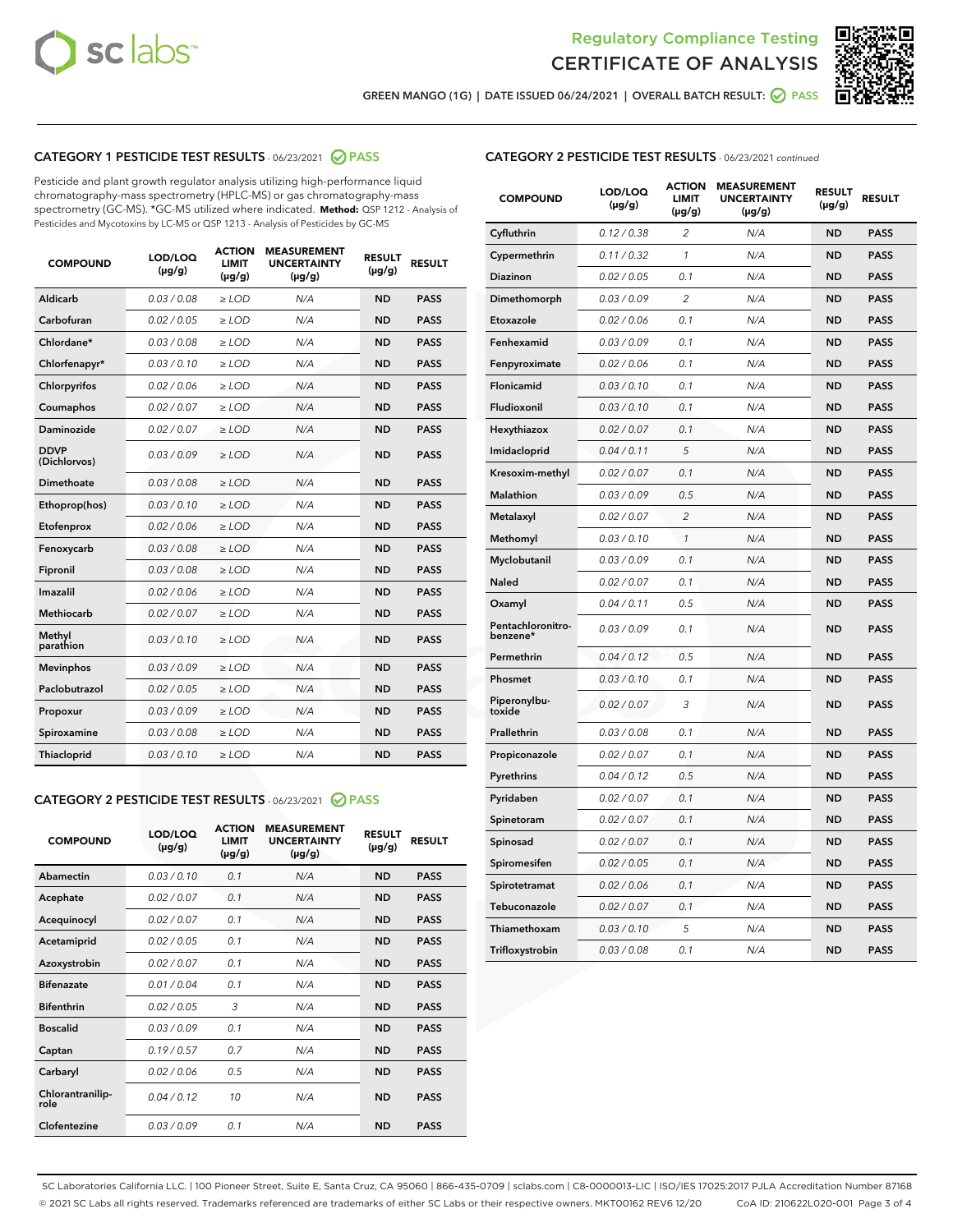Regulatory Compliance Testing
CERTIFICATE OF ANALYSIS

GREEN MANGO (1G) | DATE ISSUED 06/24/2021 | OVERALL BATCH RESULT: PASS

## CATEGORY 1 PESTICIDE TEST RESULTS - 06/23/2021 PASS

Pesticide and plant growth regulator analysis utilizing high-performance liquid chromatography-mass spectrometry (HPLC-MS) or gas chromatography-mass spectrometry (GC-MS). *GC-MS utilized where indicated. **Method:** QSP 1212 - Analysis of Pesticides and Mycotoxins by LC-MS or QSP 1213 - Analysis of Pesticides by GC-MS

| COMPOUND | LOD/LOQ (µg/g) | ACTION LIMIT (µg/g) | MEASUREMENT UNCERTAINTY (µg/g) | RESULT (µg/g) | RESULT |
|---|---|---|---|---|---|
| Aldicarb | 0.03 / 0.08 | ≥ LOD | N/A | ND | PASS |
| Carbofuran | 0.02 / 0.05 | ≥ LOD | N/A | ND | PASS |
| Chlordane* | 0.03 / 0.08 | ≥ LOD | N/A | ND | PASS |
| Chlorfenapyr* | 0.03 / 0.10 | ≥ LOD | N/A | ND | PASS |
| Chlorpyrifos | 0.02 / 0.06 | ≥ LOD | N/A | ND | PASS |
| Coumaphos | 0.02 / 0.07 | ≥ LOD | N/A | ND | PASS |
| Daminozide | 0.02 / 0.07 | ≥ LOD | N/A | ND | PASS |
| DDVP (Dichlorvos) | 0.03 / 0.09 | ≥ LOD | N/A | ND | PASS |
| Dimethoate | 0.03 / 0.08 | ≥ LOD | N/A | ND | PASS |
| Ethoprop(hos) | 0.03 / 0.10 | ≥ LOD | N/A | ND | PASS |
| Etofenprox | 0.02 / 0.06 | ≥ LOD | N/A | ND | PASS |
| Fenoxycarb | 0.03 / 0.08 | ≥ LOD | N/A | ND | PASS |
| Fipronil | 0.03 / 0.08 | ≥ LOD | N/A | ND | PASS |
| Imazalil | 0.02 / 0.06 | ≥ LOD | N/A | ND | PASS |
| Methiocarb | 0.02 / 0.07 | ≥ LOD | N/A | ND | PASS |
| Methyl parathion | 0.03 / 0.10 | ≥ LOD | N/A | ND | PASS |
| Mevinphos | 0.03 / 0.09 | ≥ LOD | N/A | ND | PASS |
| Paclobutrazol | 0.02 / 0.05 | ≥ LOD | N/A | ND | PASS |
| Propoxur | 0.03 / 0.09 | ≥ LOD | N/A | ND | PASS |
| Spiroxamine | 0.03 / 0.08 | ≥ LOD | N/A | ND | PASS |
| Thiacloprid | 0.03 / 0.10 | ≥ LOD | N/A | ND | PASS |

## CATEGORY 2 PESTICIDE TEST RESULTS - 06/23/2021 PASS

| COMPOUND | LOD/LOQ (µg/g) | ACTION LIMIT (µg/g) | MEASUREMENT UNCERTAINTY (µg/g) | RESULT (µg/g) | RESULT |
|---|---|---|---|---|---|
| Abamectin | 0.03 / 0.10 | 0.1 | N/A | ND | PASS |
| Acephate | 0.02 / 0.07 | 0.1 | N/A | ND | PASS |
| Acequinocyl | 0.02 / 0.07 | 0.1 | N/A | ND | PASS |
| Acetamiprid | 0.02 / 0.05 | 0.1 | N/A | ND | PASS |
| Azoxystrobin | 0.02 / 0.07 | 0.1 | N/A | ND | PASS |
| Bifenazate | 0.01 / 0.04 | 0.1 | N/A | ND | PASS |
| Bifenthrin | 0.02 / 0.05 | 3 | N/A | ND | PASS |
| Boscalid | 0.03 / 0.09 | 0.1 | N/A | ND | PASS |
| Captan | 0.19 / 0.57 | 0.7 | N/A | ND | PASS |
| Carbaryl | 0.02 / 0.06 | 0.5 | N/A | ND | PASS |
| Chlorantraniliprole | 0.04 / 0.12 | 10 | N/A | ND | PASS |
| Clofentezine | 0.03 / 0.09 | 0.1 | N/A | ND | PASS |
| Cyfluthrin | 0.12 / 0.38 | 2 | N/A | ND | PASS |
| Cypermethrin | 0.11 / 0.32 | 1 | N/A | ND | PASS |
| Diazinon | 0.02 / 0.05 | 0.1 | N/A | ND | PASS |
| Dimethomorph | 0.03 / 0.09 | 2 | N/A | ND | PASS |
| Etoxazole | 0.02 / 0.06 | 0.1 | N/A | ND | PASS |
| Fenhexamid | 0.03 / 0.09 | 0.1 | N/A | ND | PASS |
| Fenpyroximate | 0.02 / 0.06 | 0.1 | N/A | ND | PASS |
| Flonicamid | 0.03 / 0.10 | 0.1 | N/A | ND | PASS |
| Fludioxonil | 0.03 / 0.10 | 0.1 | N/A | ND | PASS |
| Hexythiazox | 0.02 / 0.07 | 0.1 | N/A | ND | PASS |
| Imidacloprid | 0.04 / 0.11 | 5 | N/A | ND | PASS |
| Kresoxim-methyl | 0.02 / 0.07 | 0.1 | N/A | ND | PASS |
| Malathion | 0.03 / 0.09 | 0.5 | N/A | ND | PASS |
| Metalaxyl | 0.02 / 0.07 | 2 | N/A | ND | PASS |
| Methomyl | 0.03 / 0.10 | 1 | N/A | ND | PASS |
| Myclobutanil | 0.03 / 0.09 | 0.1 | N/A | ND | PASS |
| Naled | 0.02 / 0.07 | 0.1 | N/A | ND | PASS |
| Oxamyl | 0.04 / 0.11 | 0.5 | N/A | ND | PASS |
| Pentachloronitrobenzene* | 0.03 / 0.09 | 0.1 | N/A | ND | PASS |
| Permethrin | 0.04 / 0.12 | 0.5 | N/A | ND | PASS |
| Phosmet | 0.03 / 0.10 | 0.1 | N/A | ND | PASS |
| Piperonylbutoxide | 0.02 / 0.07 | 3 | N/A | ND | PASS |
| Prallethrin | 0.03 / 0.08 | 0.1 | N/A | ND | PASS |
| Propiconazole | 0.02 / 0.07 | 0.1 | N/A | ND | PASS |
| Pyrethrins | 0.04 / 0.12 | 0.5 | N/A | ND | PASS |
| Pyridaben | 0.02 / 0.07 | 0.1 | N/A | ND | PASS |
| Spinetoram | 0.02 / 0.07 | 0.1 | N/A | ND | PASS |
| Spinosad | 0.02 / 0.07 | 0.1 | N/A | ND | PASS |
| Spiromesifen | 0.02 / 0.05 | 0.1 | N/A | ND | PASS |
| Spirotetramat | 0.02 / 0.06 | 0.1 | N/A | ND | PASS |
| Tebuconazole | 0.02 / 0.07 | 0.1 | N/A | ND | PASS |
| Thiamethoxam | 0.03 / 0.10 | 5 | N/A | ND | PASS |
| Trifloxystrobin | 0.03 / 0.08 | 0.1 | N/A | ND | PASS |

SC Laboratories California LLC. | 100 Pioneer Street, Suite E, Santa Cruz, CA 95060 | 866-435-0709 | sclabs.com | C8-0000013-LIC | ISO/IES 17025:2017 PJLA Accreditation Number 87168
© 2021 SC Labs all rights reserved. Trademarks referenced are trademarks of either SC Labs or their respective owners. MKT00162 REV6 12/20 CoA ID: 210622L020-001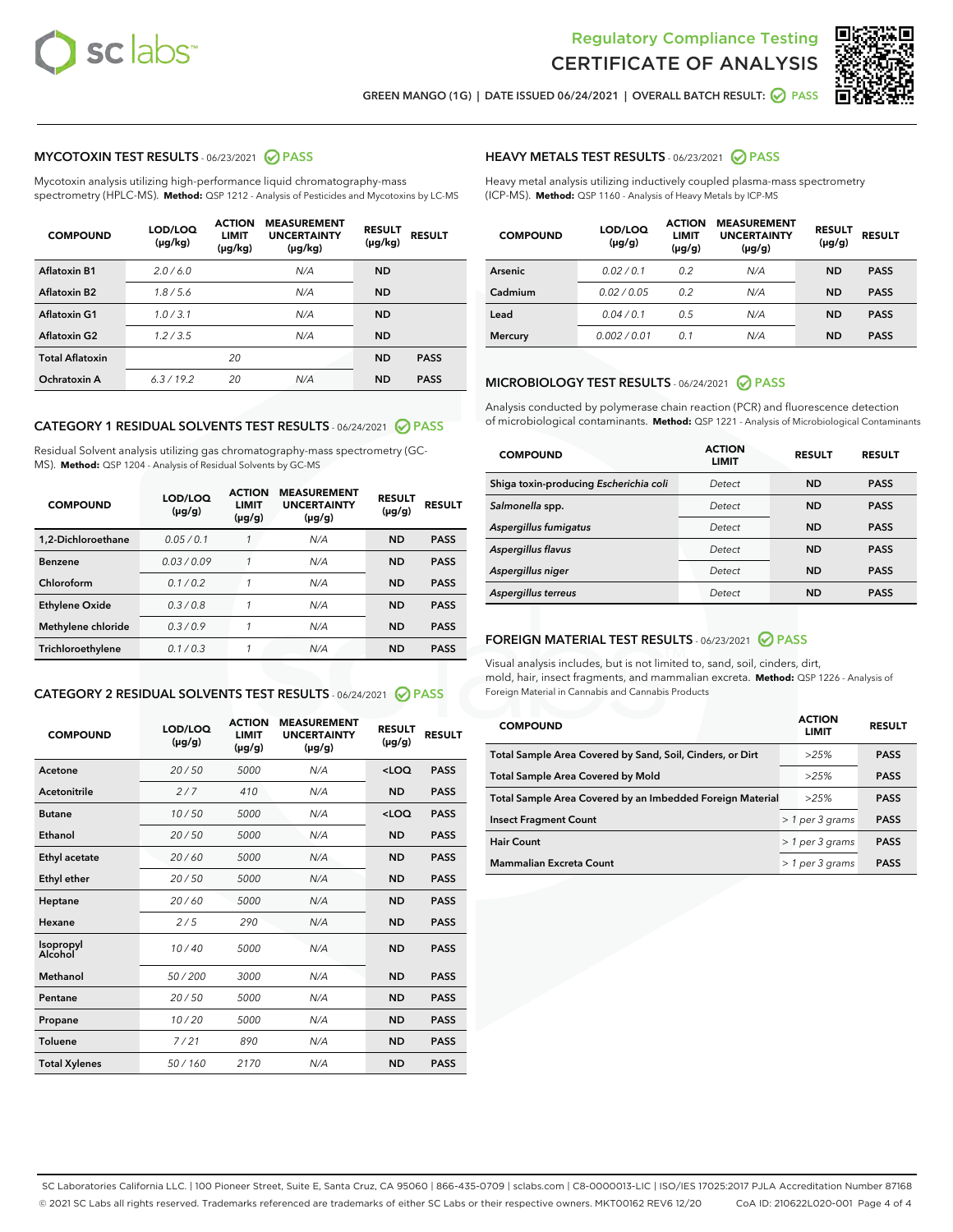Regulatory Compliance Testing
CERTIFICATE OF ANALYSIS

GREEN MANGO (1G) | DATE ISSUED 06/24/2021 | OVERALL BATCH RESULT: PASS

## MYCOTOXIN TEST RESULTS - 06/23/2021 PASS

Mycotoxin analysis utilizing high-performance liquid chromatography-mass spectrometry (HPLC-MS). **Method:** QSP 1212 - Analysis of Pesticides and Mycotoxins by LC-MS

| COMPOUND | LOD/LOQ (µg/kg) | ACTION LIMIT (µg/kg) | MEASUREMENT UNCERTAINTY (µg/kg) | RESULT (µg/kg) | RESULT |
|---|---|---|---|---|---|
| Aflatoxin B1 | 2.0 / 6.0 | | N/A | ND | |
| Aflatoxin B2 | 1.8 / 5.6 | | N/A | ND | |
| Aflatoxin G1 | 1.0 / 3.1 | | N/A | ND | |
| Aflatoxin G2 | 1.2 / 3.5 | | N/A | ND | |
| Total Aflatoxin | | 20 | | ND | PASS |
| Ochratoxin A | 6.3 / 19.2 | 20 | N/A | ND | PASS |

## CATEGORY 1 RESIDUAL SOLVENTS TEST RESULTS - 06/24/2021 PASS

Residual Solvent analysis utilizing gas chromatography-mass spectrometry (GC-MS). **Method:** QSP 1204 - Analysis of Residual Solvents by GC-MS

| COMPOUND | LOD/LOQ (µg/g) | ACTION LIMIT (µg/g) | MEASUREMENT UNCERTAINTY (µg/g) | RESULT (µg/g) | RESULT |
|---|---|---|---|---|---|
| 1,2-Dichloroethane | 0.05 / 0.1 | 1 | N/A | ND | PASS |
| Benzene | 0.03 / 0.09 | 1 | N/A | ND | PASS |
| Chloroform | 0.1 / 0.2 | 1 | N/A | ND | PASS |
| Ethylene Oxide | 0.3 / 0.8 | 1 | N/A | ND | PASS |
| Methylene chloride | 0.3 / 0.9 | 1 | N/A | ND | PASS |
| Trichloroethylene | 0.1 / 0.3 | 1 | N/A | ND | PASS |

## CATEGORY 2 RESIDUAL SOLVENTS TEST RESULTS - 06/24/2021 PASS

| COMPOUND | LOD/LOQ (µg/g) | ACTION LIMIT (µg/g) | MEASUREMENT UNCERTAINTY (µg/g) | RESULT (µg/g) | RESULT |
|---|---|---|---|---|---|
| Acetone | 20 / 50 | 5000 | N/A | <LOQ | PASS |
| Acetonitrile | 2 / 7 | 410 | N/A | ND | PASS |
| Butane | 10 / 50 | 5000 | N/A | <LOQ | PASS |
| Ethanol | 20 / 50 | 5000 | N/A | ND | PASS |
| Ethyl acetate | 20 / 60 | 5000 | N/A | ND | PASS |
| Ethyl ether | 20 / 50 | 5000 | N/A | ND | PASS |
| Heptane | 20 / 60 | 5000 | N/A | ND | PASS |
| Hexane | 2 / 5 | 290 | N/A | ND | PASS |
| Isopropyl Alcohol | 10 / 40 | 5000 | N/A | ND | PASS |
| Methanol | 50 / 200 | 3000 | N/A | ND | PASS |
| Pentane | 20 / 50 | 5000 | N/A | ND | PASS |
| Propane | 10 / 20 | 5000 | N/A | ND | PASS |
| Toluene | 7 / 21 | 890 | N/A | ND | PASS |
| Total Xylenes | 50 / 160 | 2170 | N/A | ND | PASS |

## HEAVY METALS TEST RESULTS - 06/23/2021 PASS

Heavy metal analysis utilizing inductively coupled plasma-mass spectrometry (ICP-MS). **Method:** QSP 1160 - Analysis of Heavy Metals by ICP-MS

| COMPOUND | LOD/LOQ (µg/g) | ACTION LIMIT (µg/g) | MEASUREMENT UNCERTAINTY (µg/g) | RESULT (µg/g) | RESULT |
|---|---|---|---|---|---|
| Arsenic | 0.02 / 0.1 | 0.2 | N/A | ND | PASS |
| Cadmium | 0.02 / 0.05 | 0.2 | N/A | ND | PASS |
| Lead | 0.04 / 0.1 | 0.5 | N/A | ND | PASS |
| Mercury | 0.002 / 0.01 | 0.1 | N/A | ND | PASS |

## MICROBIOLOGY TEST RESULTS - 06/24/2021 PASS

Analysis conducted by polymerase chain reaction (PCR) and fluorescence detection of microbiological contaminants. **Method:** QSP 1221 - Analysis of Microbiological Contaminants

| COMPOUND | ACTION LIMIT | RESULT | RESULT |
|---|---|---|---|
| Shiga toxin-producing *Escherichia coli* | Detect | ND | PASS |
| *Salmonella* spp. | Detect | ND | PASS |
| *Aspergillus fumigatus* | Detect | ND | PASS |
| *Aspergillus flavus* | Detect | ND | PASS |
| *Aspergillus niger* | Detect | ND | PASS |
| *Aspergillus terreus* | Detect | ND | PASS |

## FOREIGN MATERIAL TEST RESULTS - 06/23/2021 PASS

Visual analysis includes, but is not limited to, sand, soil, cinders, dirt, mold, hair, insect fragments, and mammalian excreta. **Method:** QSP 1226 - Analysis of Foreign Material in Cannabis and Cannabis Products

| COMPOUND | ACTION LIMIT | RESULT |
|---|---|---|
| Total Sample Area Covered by Sand, Soil, Cinders, or Dirt | >25% | PASS |
| Total Sample Area Covered by Mold | >25% | PASS |
| Total Sample Area Covered by an Imbedded Foreign Material | >25% | PASS |
| Insect Fragment Count | > 1 per 3 grams | PASS |
| Hair Count | > 1 per 3 grams | PASS |
| Mammalian Excreta Count | > 1 per 3 grams | PASS |

SC Laboratories California LLC. | 100 Pioneer Street, Suite E, Santa Cruz, CA 95060 | 866-435-0709 | sclabs.com | C8-0000013-LIC | ISO/IES 17025:2017 PJLA Accreditation Number 87168
© 2021 SC Labs all rights reserved. Trademarks referenced are trademarks of either SC Labs or their respective owners. MKT00162 REV6 12/20 CoA ID: 210622L020-001